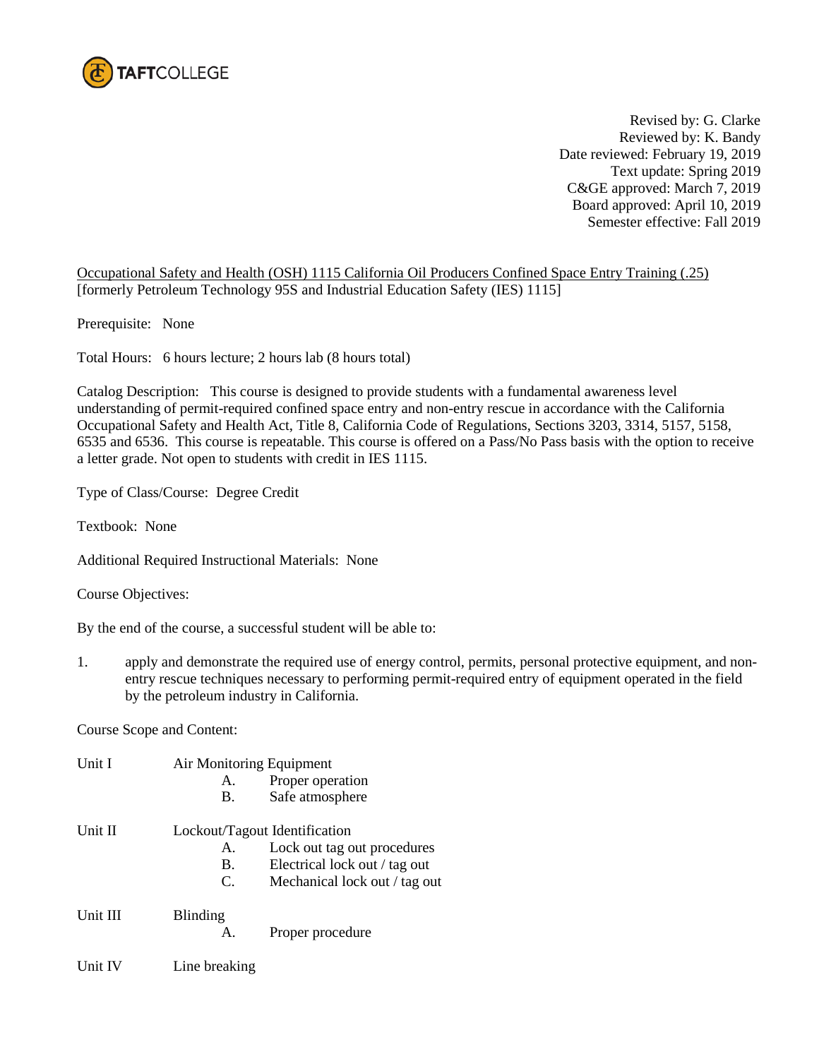TAFTCOLLEGE

Revised by: G. Clarke
Reviewed by: K. Bandy
Date reviewed: February 19, 2019
Text update: Spring 2019
C&GE approved: March 7, 2019
Board approved: April 10, 2019
Semester effective: Fall 2019

Occupational Safety and Health (OSH) 1115 California Oil Producers Confined Space Entry Training (.25)
[formerly Petroleum Technology 95S and Industrial Education Safety (IES) 1115]

Prerequisite: None

Total Hours: 6 hours lecture; 2 hours lab (8 hours total)

Catalog Description: This course is designed to provide students with a fundamental awareness level understanding of permit-required confined space entry and non-entry rescue in accordance with the California Occupational Safety and Health Act, Title 8, California Code of Regulations, Sections 3203, 3314, 5157, 5158, 6535 and 6536. This course is repeatable. This course is offered on a Pass/No Pass basis with the option to receive a letter grade. Not open to students with credit in IES 1115.

Type of Class/Course: Degree Credit

Textbook: None

Additional Required Instructional Materials: None

Course Objectives:

By the end of the course, a successful student will be able to:

1. apply and demonstrate the required use of energy control, permits, personal protective equipment, and non-entry rescue techniques necessary to performing permit-required entry of equipment operated in the field by the petroleum industry in California.

Course Scope and Content:

Unit I Air Monitoring Equipment
- A. Proper operation
- B. Safe atmosphere

Unit II Lockout/Tagout Identification
- A. Lock out tag out procedures
- B. Electrical lock out / tag out
- C. Mechanical lock out / tag out

Unit III Blinding
- A. Proper procedure

Unit IV Line breaking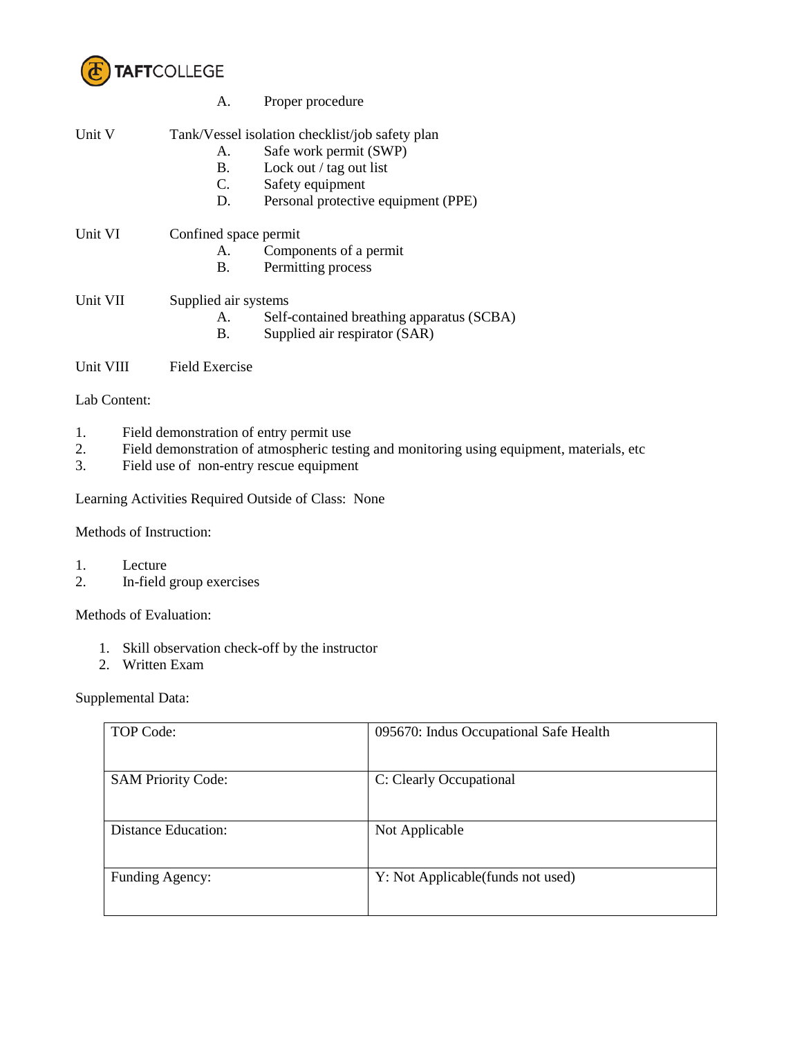A. Proper procedure

Unit V Tank/Vessel isolation checklist/job safety plan

- A. Safe work permit (SWP)
- B. Lock out / tag out list
- C. Safety equipment
- D. Personal protective equipment (PPE)

Unit VI Confined space permit

- A. Components of a permit
- B. Permitting process

Unit VII Supplied air systems

- A. Self-contained breathing apparatus (SCBA)
- B. Supplied air respirator (SAR)

Unit VIII Field Exercise

Lab Content:

1. Field demonstration of entry permit use
2. Field demonstration of atmospheric testing and monitoring using equipment, materials, etc
3. Field use of non-entry rescue equipment

Learning Activities Required Outside of Class: None

Methods of Instruction:

1. Lecture
2. In-field group exercises

Methods of Evaluation:

1. Skill observation check-off by the instructor
2. Written Exam

Supplemental Data:

| | |
|---|---|
| TOP Code: | 095670: Indus Occupational Safe Health |
| SAM Priority Code: | C: Clearly Occupational |
| Distance Education: | Not Applicable |
| Funding Agency: | Y: Not Applicable(funds not used) |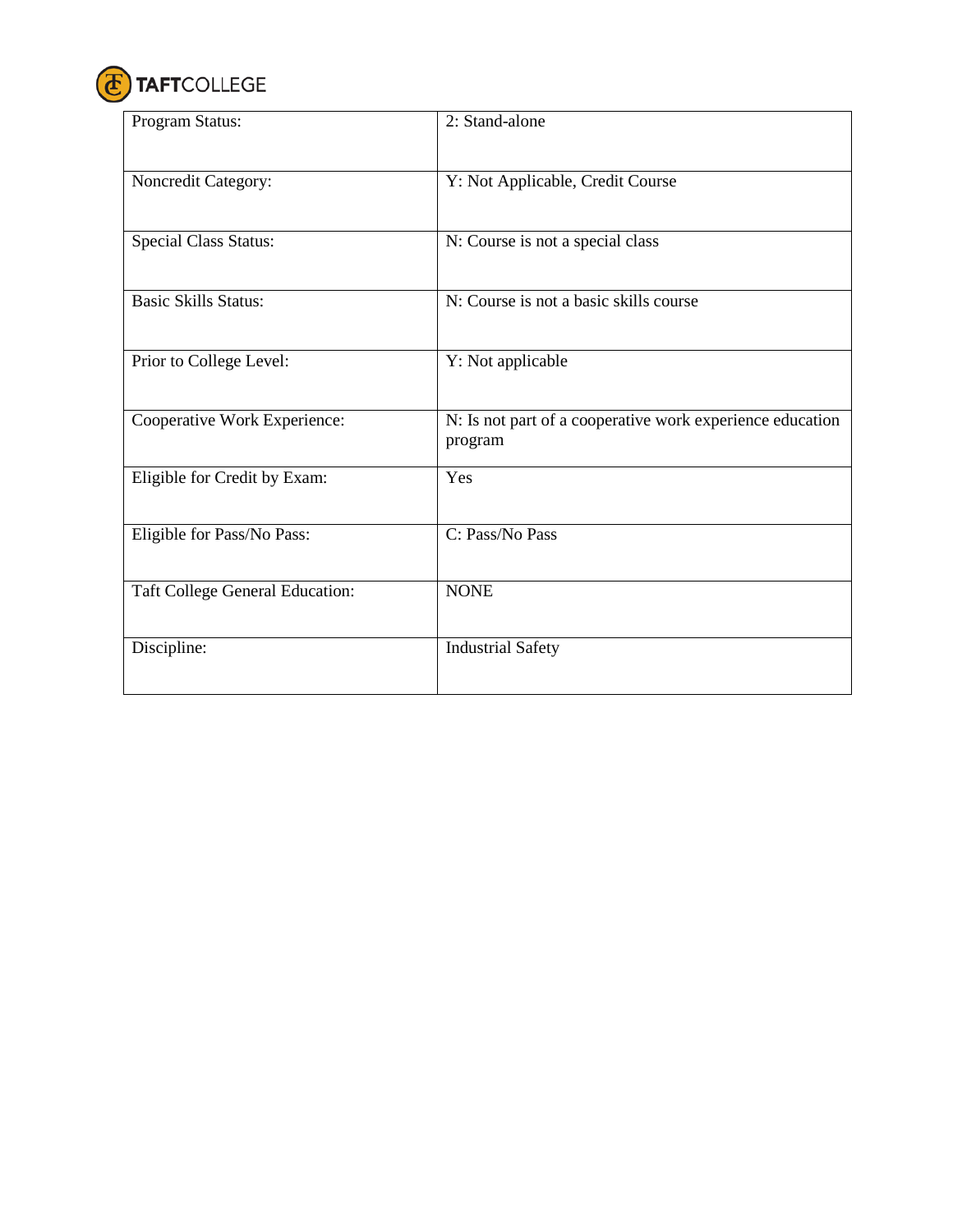| | |
|---|---|
| Program Status: | 2: Stand-alone |
| Noncredit Category: | Y: Not Applicable, Credit Course |
| Special Class Status: | N: Course is not a special class |
| Basic Skills Status: | N: Course is not a basic skills course |
| Prior to College Level: | Y: Not applicable |
| Cooperative Work Experience: | N: Is not part of a cooperative work experience education program |
| Eligible for Credit by Exam: | Yes |
| Eligible for Pass/No Pass: | C: Pass/No Pass |
| Taft College General Education: | NONE |
| Discipline: | Industrial Safety |